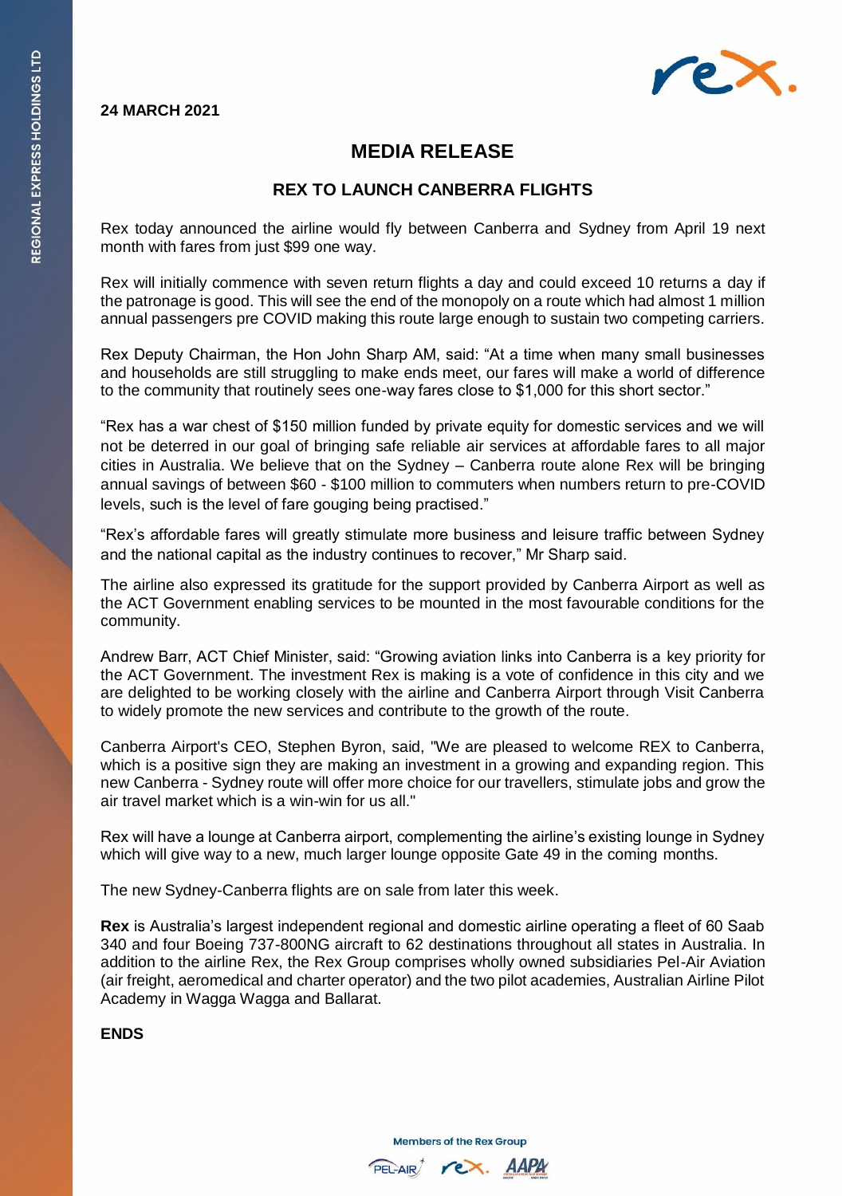**24 MARCH 2021**

# MEDIA RELEASE

## REX TO LAUNCH CANBERRA FLIGHTS

Rex today announced the airline would fly between Canberra and Sydney from April 19 next month with fares from just $99 one way.

Rex will initially commence with seven return flights a day and could exceed 10 returns a day if the patronage is good. This will see the end of the monopoly on a route which had almost 1 million annual passengers pre COVID making this route large enough to sustain two competing carriers.

Rex Deputy Chairman, the Hon John Sharp AM, said: "At a time when many small businesses and households are still struggling to make ends meet, our fares will make a world of difference to the community that routinely sees one-way fares close to $1,000 for this short sector."

"Rex has a war chest of $150 million funded by private equity for domestic services and we will not be deterred in our goal of bringing safe reliable air services at affordable fares to all major cities in Australia. We believe that on the Sydney – Canberra route alone Rex will be bringing annual savings of between $60 - $100 million to commuters when numbers return to pre-COVID levels, such is the level of fare gouging being practised."

"Rex's affordable fares will greatly stimulate more business and leisure traffic between Sydney and the national capital as the industry continues to recover," Mr Sharp said.

The airline also expressed its gratitude for the support provided by Canberra Airport as well as the ACT Government enabling services to be mounted in the most favourable conditions for the community.

Andrew Barr, ACT Chief Minister, said: "Growing aviation links into Canberra is a key priority for the ACT Government. The investment Rex is making is a vote of confidence in this city and we are delighted to be working closely with the airline and Canberra Airport through Visit Canberra to widely promote the new services and contribute to the growth of the route.

Canberra Airport's CEO, Stephen Byron, said, "We are pleased to welcome REX to Canberra, which is a positive sign they are making an investment in a growing and expanding region. This new Canberra - Sydney route will offer more choice for our travellers, stimulate jobs and grow the air travel market which is a win-win for us all."

Rex will have a lounge at Canberra airport, complementing the airline's existing lounge in Sydney which will give way to a new, much larger lounge opposite Gate 49 in the coming months.

The new Sydney-Canberra flights are on sale from later this week.

**Rex** is Australia's largest independent regional and domestic airline operating a fleet of 60 Saab 340 and four Boeing 737-800NG aircraft to 62 destinations throughout all states in Australia. In addition to the airline Rex, the Rex Group comprises wholly owned subsidiaries Pel-Air Aviation (air freight, aeromedical and charter operator) and the two pilot academies, Australian Airline Pilot Academy in Wagga Wagga and Ballarat.

**ENDS**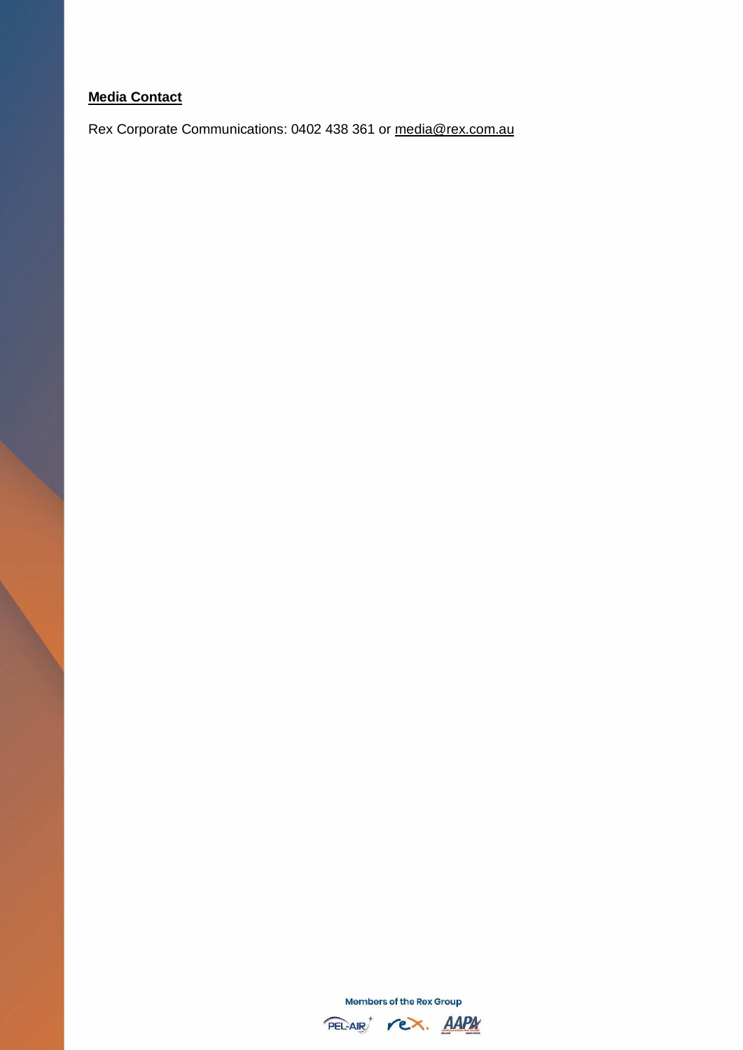**Media Contact**

Rex Corporate Communications: 0402 438 361 or media@rex.com.au

Members of the Rex Group